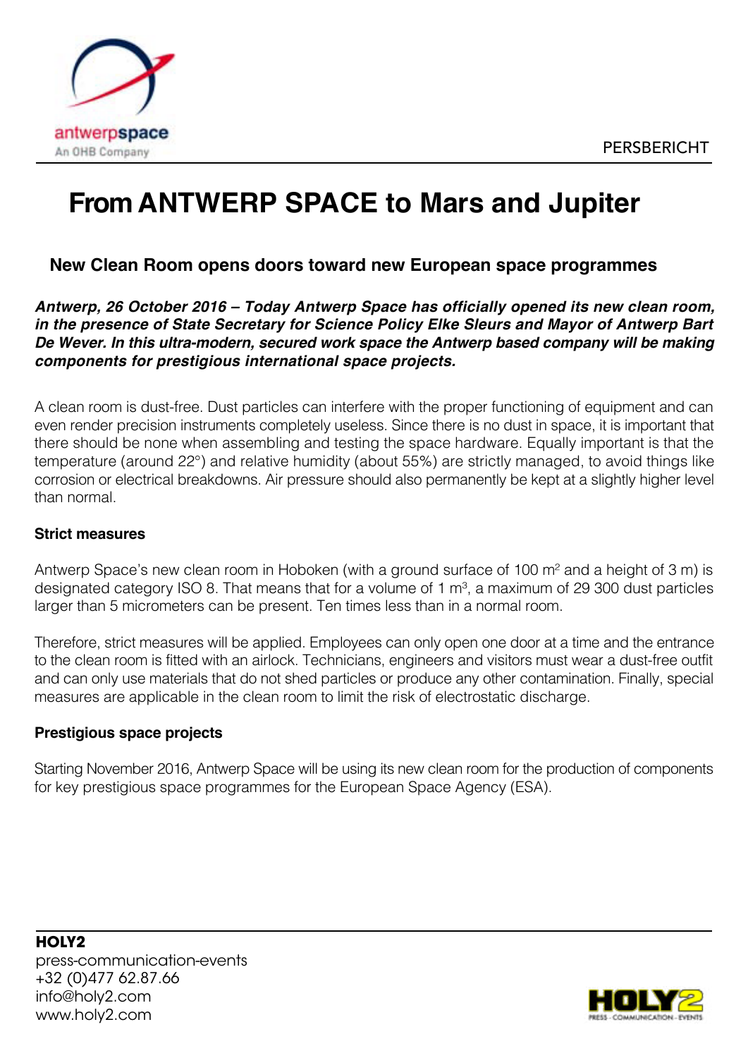antwerpspace
An OHB Company

PERSBERICHT

# From ANTWERP SPACE to Mars and Jupiter

## New Clean Room opens doors toward new European space programmes

***Antwerp, 26 October 2016 – Today Antwerp Space has officially opened its new clean room, in the presence of State Secretary for Science Policy Elke Sleurs and Mayor of Antwerp Bart De Wever. In this ultra-modern, secured work space the Antwerp based company will be making components for prestigious international space projects.***

A clean room is dust-free. Dust particles can interfere with the proper functioning of equipment and can even render precision instruments completely useless. Since there is no dust in space, it is important that there should be none when assembling and testing the space hardware. Equally important is that the temperature (around 22°) and relative humidity (about 55%) are strictly managed, to avoid things like corrosion or electrical breakdowns. Air pressure should also permanently be kept at a slightly higher level than normal.

### Strict measures

Antwerp Space's new clean room in Hoboken (with a ground surface of 100 $m^2$ and a height of 3 m) is designated category ISO 8. That means that for a volume of 1 $m^3$, a maximum of 29 300 dust particles larger than 5 micrometers can be present. Ten times less than in a normal room.

Therefore, strict measures will be applied. Employees can only open one door at a time and the entrance to the clean room is fitted with an airlock. Technicians, engineers and visitors must wear a dust-free outfit and can only use materials that do not shed particles or produce any other contamination. Finally, special measures are applicable in the clean room to limit the risk of electrostatic discharge.

### Prestigious space projects

Starting November 2016, Antwerp Space will be using its new clean room for the production of components for key prestigious space programmes for the European Space Agency (ESA).

**HOLY2**
press-communication-events
+32 (0)477 62.87.66
info@holy2.com
www.holy2.com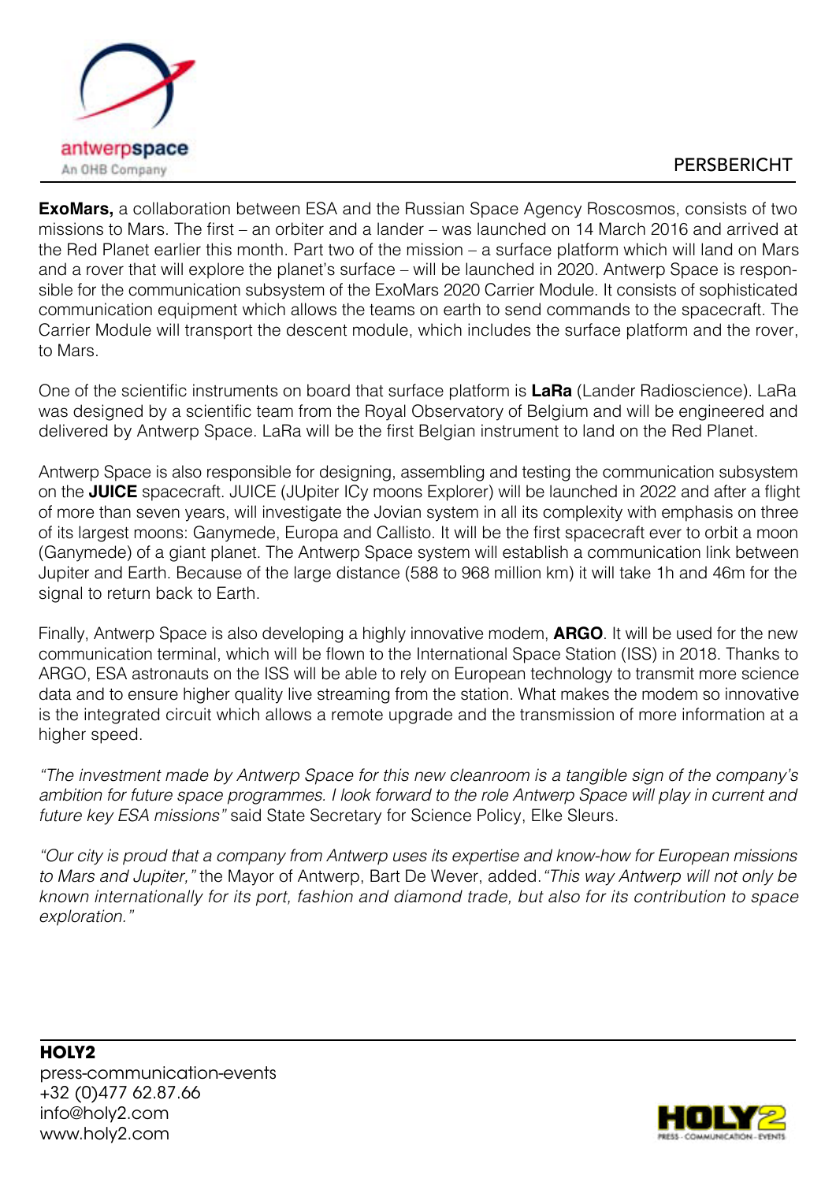**ExoMars,** a collaboration between ESA and the Russian Space Agency Roscosmos, consists of two missions to Mars. The first – an orbiter and a lander – was launched on 14 March 2016 and arrived at the Red Planet earlier this month. Part two of the mission – a surface platform which will land on Mars and a rover that will explore the planet's surface – will be launched in 2020. Antwerp Space is responsible for the communication subsystem of the ExoMars 2020 Carrier Module. It consists of sophisticated communication equipment which allows the teams on earth to send commands to the spacecraft. The Carrier Module will transport the descent module, which includes the surface platform and the rover, to Mars.

One of the scientific instruments on board that surface platform is **LaRa** (Lander Radioscience). LaRa was designed by a scientific team from the Royal Observatory of Belgium and will be engineered and delivered by Antwerp Space. LaRa will be the first Belgian instrument to land on the Red Planet.

Antwerp Space is also responsible for designing, assembling and testing the communication subsystem on the **JUICE** spacecraft. JUICE (JUpiter ICy moons Explorer) will be launched in 2022 and after a flight of more than seven years, will investigate the Jovian system in all its complexity with emphasis on three of its largest moons: Ganymede, Europa and Callisto. It will be the first spacecraft ever to orbit a moon (Ganymede) of a giant planet. The Antwerp Space system will establish a communication link between Jupiter and Earth. Because of the large distance (588 to 968 million km) it will take 1h and 46m for the signal to return back to Earth.

Finally, Antwerp Space is also developing a highly innovative modem, **ARGO**. It will be used for the new communication terminal, which will be flown to the International Space Station (ISS) in 2018. Thanks to ARGO, ESA astronauts on the ISS will be able to rely on European technology to transmit more science data and to ensure higher quality live streaming from the station. What makes the modem so innovative is the integrated circuit which allows a remote upgrade and the transmission of more information at a higher speed.

*"The investment made by Antwerp Space for this new cleanroom is a tangible sign of the company's ambition for future space programmes. I look forward to the role Antwerp Space will play in current and future key ESA missions"* said State Secretary for Science Policy, Elke Sleurs.

*"Our city is proud that a company from Antwerp uses its expertise and know-how for European missions to Mars and Jupiter,"* the Mayor of Antwerp, Bart De Wever, added. *"This way Antwerp will not only be known internationally for its port, fashion and diamond trade, but also for its contribution to space exploration."*

**HOLY2**
press-communication-events
+32 (0)477 62.87.66
info@holy2.com
www.holy2.com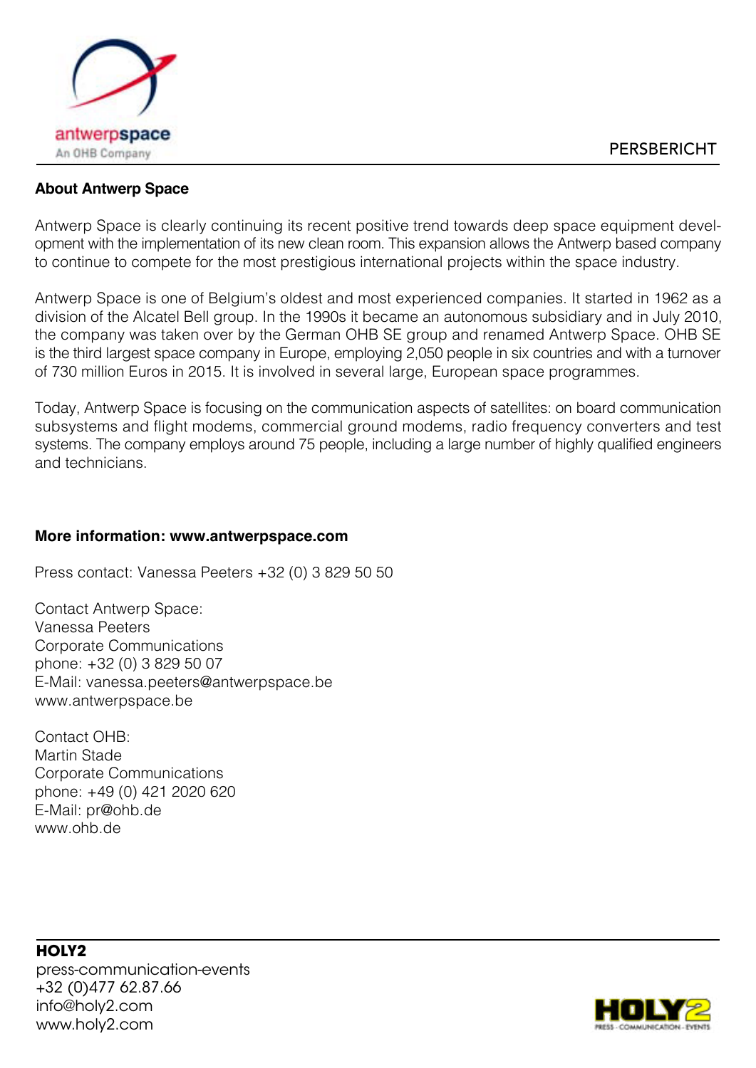## About Antwerp Space

Antwerp Space is clearly continuing its recent positive trend towards deep space equipment development with the implementation of its new clean room. This expansion allows the Antwerp based company to continue to compete for the most prestigious international projects within the space industry.

Antwerp Space is one of Belgium's oldest and most experienced companies. It started in 1962 as a division of the Alcatel Bell group. In the 1990s it became an autonomous subsidiary and in July 2010, the company was taken over by the German OHB SE group and renamed Antwerp Space. OHB SE is the third largest space company in Europe, employing 2,050 people in six countries and with a turnover of 730 million Euros in 2015. It is involved in several large, European space programmes.

Today, Antwerp Space is focusing on the communication aspects of satellites: on board communication subsystems and flight modems, commercial ground modems, radio frequency converters and test systems. The company employs around 75 people, including a large number of highly qualified engineers and technicians.

**More information: www.antwerpspace.com**

Press contact: Vanessa Peeters +32 (0) 3 829 50 50

Contact Antwerp Space:
Vanessa Peeters
Corporate Communications
phone: +32 (0) 3 829 50 07
E-Mail: vanessa.peeters@antwerpspace.be
www.antwerpspace.be

Contact OHB:
Martin Stade
Corporate Communications
phone: +49 (0) 421 2020 620
E-Mail: pr@ohb.de
www.ohb.de

**HOLY2**
press-communication-events
+32 (0)477 62.87.66
info@holy2.com
www.holy2.com